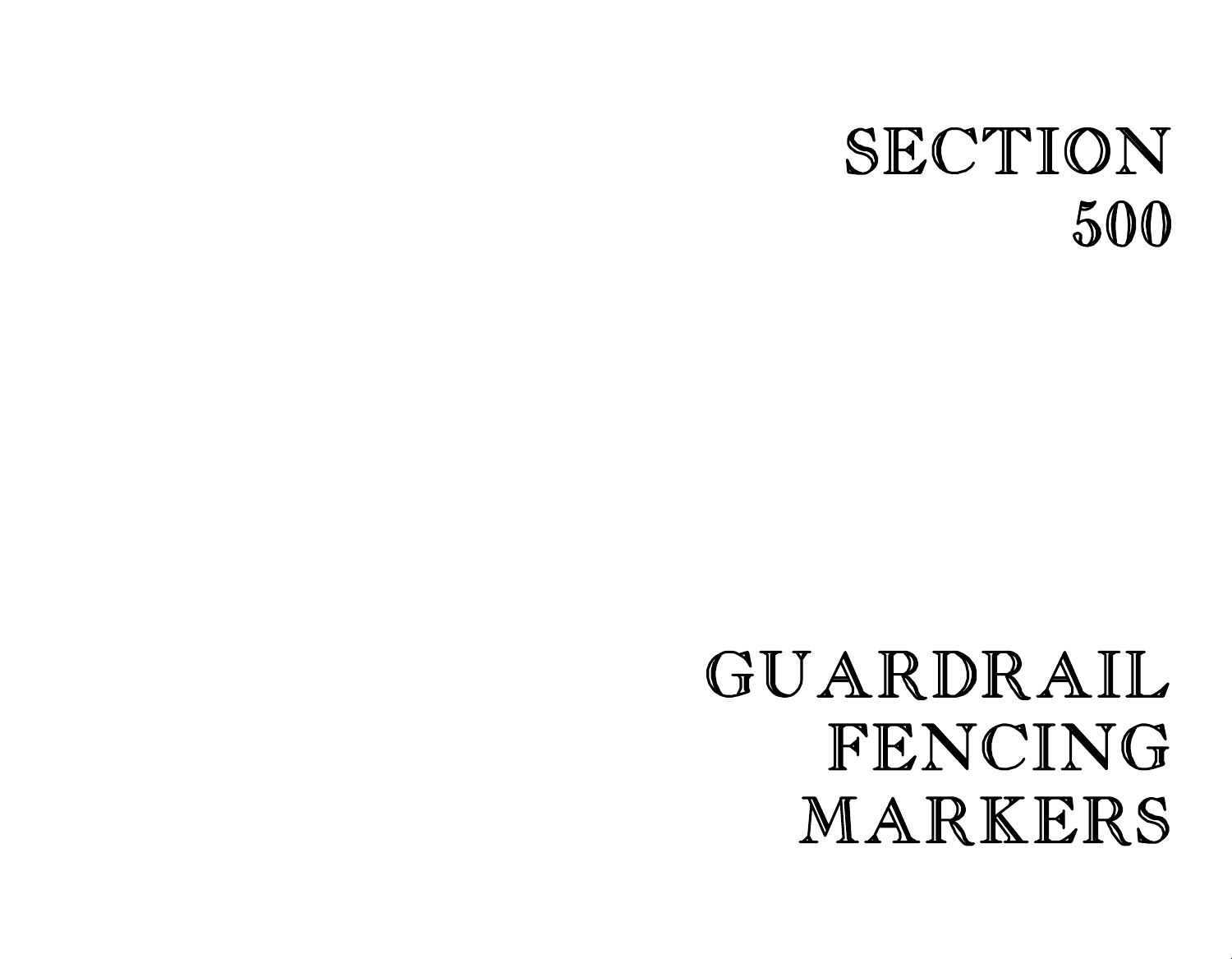# SECTION 500

# GUARDRAIL FENCING MARKERS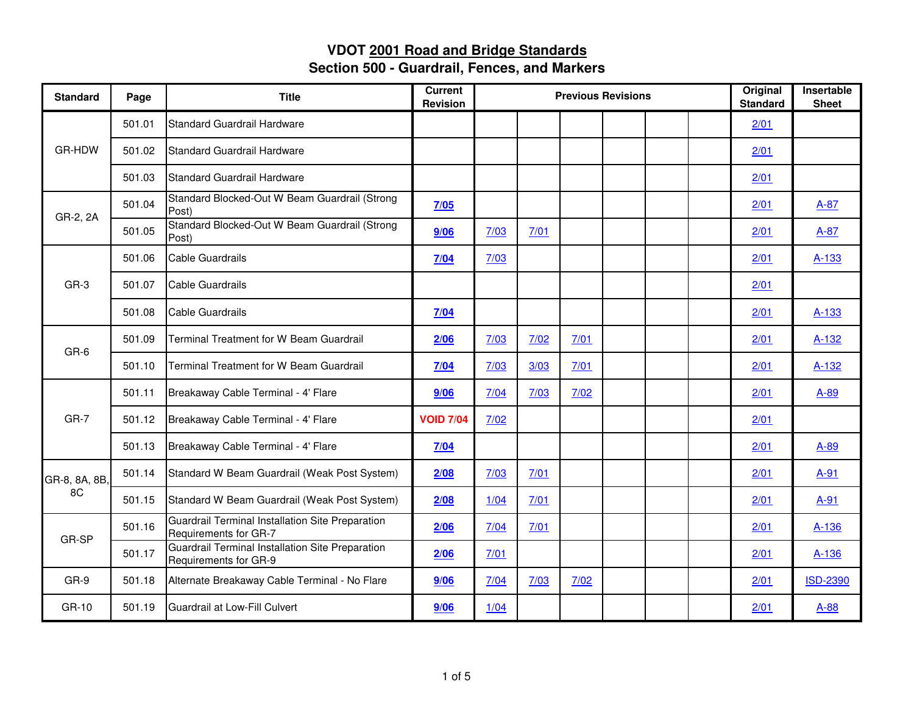# VDOT 2001 Road and Bridge Standards
## Section 500 - Guardrail, Fences, and Markers

| Standard | Page | Title | Current Revision | Previous Revisions | | | | | | Original Standard | Insertable Sheet |
|---|---|---|---|---|---|---|---|---|---|---|---|
| GR-HDW | 501.01 | Standard Guardrail Hardware | | | | | | | | 2/01 | |
| | 501.02 | Standard Guardrail Hardware | | | | | | | | 2/01 | |
| | 501.03 | Standard Guardrail Hardware | | | | | | | | 2/01 | |
| GR-2, 2A | 501.04 | Standard Blocked-Out W Beam Guardrail (Strong Post) | **7/05** | | | | | | | 2/01 | A-87 |
| | 501.05 | Standard Blocked-Out W Beam Guardrail (Strong Post) | **9/06** | 7/03 | 7/01 | | | | | 2/01 | A-87 |
| GR-3 | 501.06 | Cable Guardrails | **7/04** | 7/03 | | | | | | 2/01 | A-133 |
| | 501.07 | Cable Guardrails | | | | | | | | 2/01 | |
| | 501.08 | Cable Guardrails | **7/04** | | | | | | | 2/01 | A-133 |
| GR-6 | 501.09 | Terminal Treatment for W Beam Guardrail | **2/06** | 7/03 | 7/02 | 7/01 | | | | 2/01 | A-132 |
| | 501.10 | Terminal Treatment for W Beam Guardrail | **7/04** | 7/03 | 3/03 | 7/01 | | | | 2/01 | A-132 |
| GR-7 | 501.11 | Breakaway Cable Terminal - 4' Flare | **9/06** | 7/04 | 7/03 | 7/02 | | | | 2/01 | A-89 |
| | 501.12 | Breakaway Cable Terminal - 4' Flare | **VOID 7/04** | 7/02 | | | | | | 2/01 | |
| | 501.13 | Breakaway Cable Terminal - 4' Flare | **7/04** | | | | | | | 2/01 | A-89 |
| GR-8, 8A, 8B, 8C | 501.14 | Standard W Beam Guardrail (Weak Post System) | **2/08** | 7/03 | 7/01 | | | | | 2/01 | A-91 |
| | 501.15 | Standard W Beam Guardrail (Weak Post System) | **2/08** | 1/04 | 7/01 | | | | | 2/01 | A-91 |
| GR-SP | 501.16 | Guardrail Terminal Installation Site Preparation Requirements for GR-7 | **2/06** | 7/04 | 7/01 | | | | | 2/01 | A-136 |
| | 501.17 | Guardrail Terminal Installation Site Preparation Requirements for GR-9 | **2/06** | 7/01 | | | | | | 2/01 | A-136 |
| GR-9 | 501.18 | Alternate Breakaway Cable Terminal - No Flare | **9/06** | 7/04 | 7/03 | 7/02 | | | | 2/01 | ISD-2390 |
| GR-10 | 501.19 | Guardrail at Low-Fill Culvert | **9/06** | 1/04 | | | | | | 2/01 | A-88 |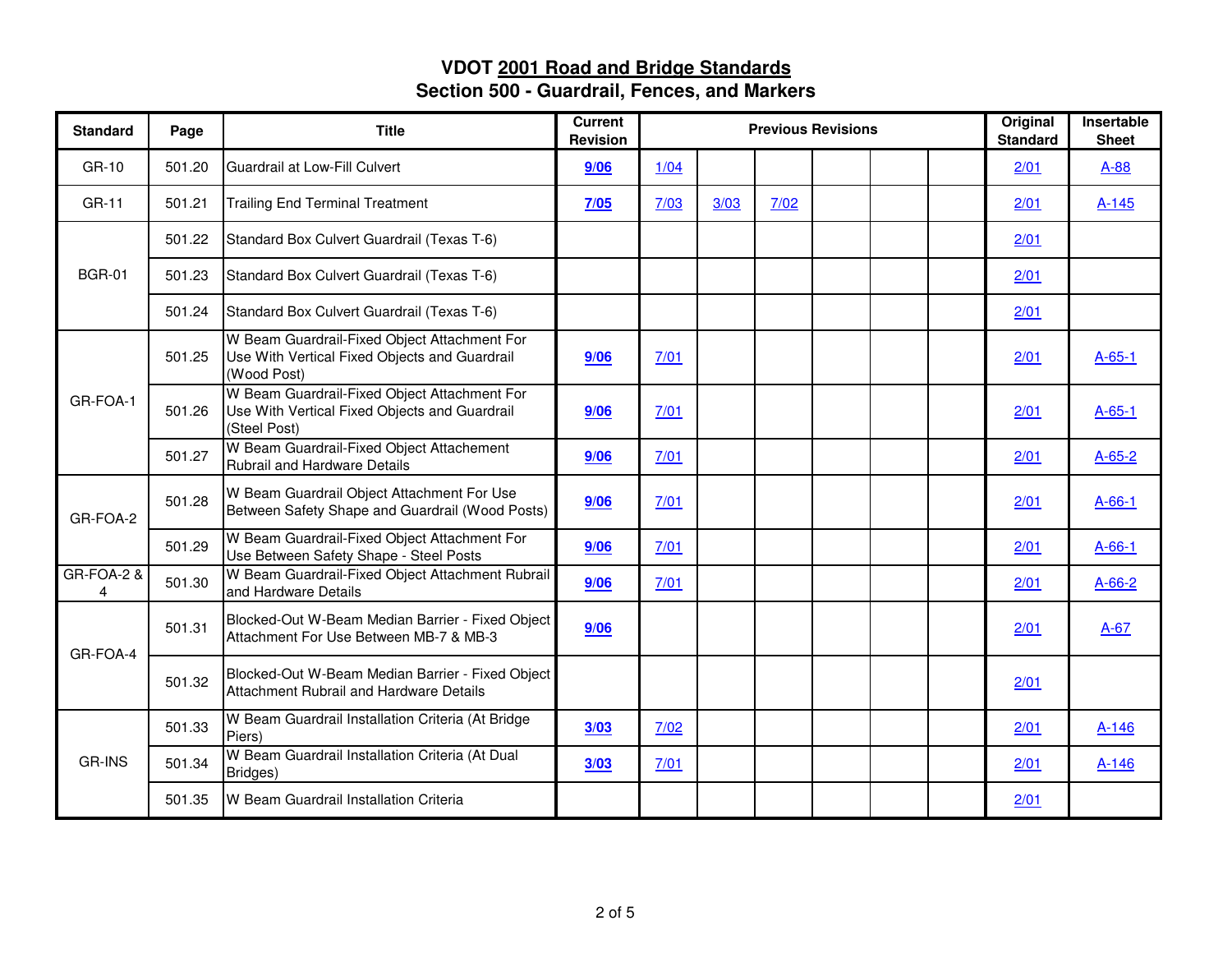# VDOT 2001 Road and Bridge Standards
## Section 500 - Guardrail, Fences, and Markers

| Standard | Page | Title | Current Revision | Previous Revisions | | | | | | Original Standard | Insertable Sheet |
|---|---|---|---|---|---|---|---|---|---|---|---|
| GR-10 | 501.20 | Guardrail at Low-Fill Culvert | **9/06** | 1/04 | | | | | | 2/01 | A-88 |
| GR-11 | 501.21 | Trailing End Terminal Treatment | **7/05** | 7/03 | 3/03 | 7/02 | | | | 2/01 | A-145 |
| BGR-01 | 501.22 | Standard Box Culvert Guardrail (Texas T-6) | | | | | | | | 2/01 | |
| | 501.23 | Standard Box Culvert Guardrail (Texas T-6) | | | | | | | | 2/01 | |
| | 501.24 | Standard Box Culvert Guardrail (Texas T-6) | | | | | | | | 2/01 | |
| GR-FOA-1 | 501.25 | W Beam Guardrail-Fixed Object Attachment For Use With Vertical Fixed Objects and Guardrail (Wood Post) | **9/06** | 7/01 | | | | | | 2/01 | A-65-1 |
| | 501.26 | W Beam Guardrail-Fixed Object Attachment For Use With Vertical Fixed Objects and Guardrail (Steel Post) | **9/06** | 7/01 | | | | | | 2/01 | A-65-1 |
| | 501.27 | W Beam Guardrail-Fixed Object Attachement Rubrail and Hardware Details | **9/06** | 7/01 | | | | | | 2/01 | A-65-2 |
| GR-FOA-2 | 501.28 | W Beam Guardrail Object Attachment For Use Between Safety Shape and Guardrail (Wood Posts) | **9/06** | 7/01 | | | | | | 2/01 | A-66-1 |
| | 501.29 | W Beam Guardrail-Fixed Object Attachment For Use Between Safety Shape - Steel Posts | **9/06** | 7/01 | | | | | | 2/01 | A-66-1 |
| GR-FOA-2 & 4 | 501.30 | W Beam Guardrail-Fixed Object Attachment Rubrail and Hardware Details | **9/06** | 7/01 | | | | | | 2/01 | A-66-2 |
| GR-FOA-4 | 501.31 | Blocked-Out W-Beam Median Barrier - Fixed Object Attachment For Use Between MB-7 & MB-3 | **9/06** | | | | | | | 2/01 | A-67 |
| | 501.32 | Blocked-Out W-Beam Median Barrier - Fixed Object Attachment Rubrail and Hardware Details | | | | | | | | 2/01 | |
| GR-INS | 501.33 | W Beam Guardrail Installation Criteria (At Bridge Piers) | **3/03** | 7/02 | | | | | | 2/01 | A-146 |
| | 501.34 | W Beam Guardrail Installation Criteria (At Dual Bridges) | **3/03** | 7/01 | | | | | | 2/01 | A-146 |
| | 501.35 | W Beam Guardrail Installation Criteria | | | | | | | | 2/01 | |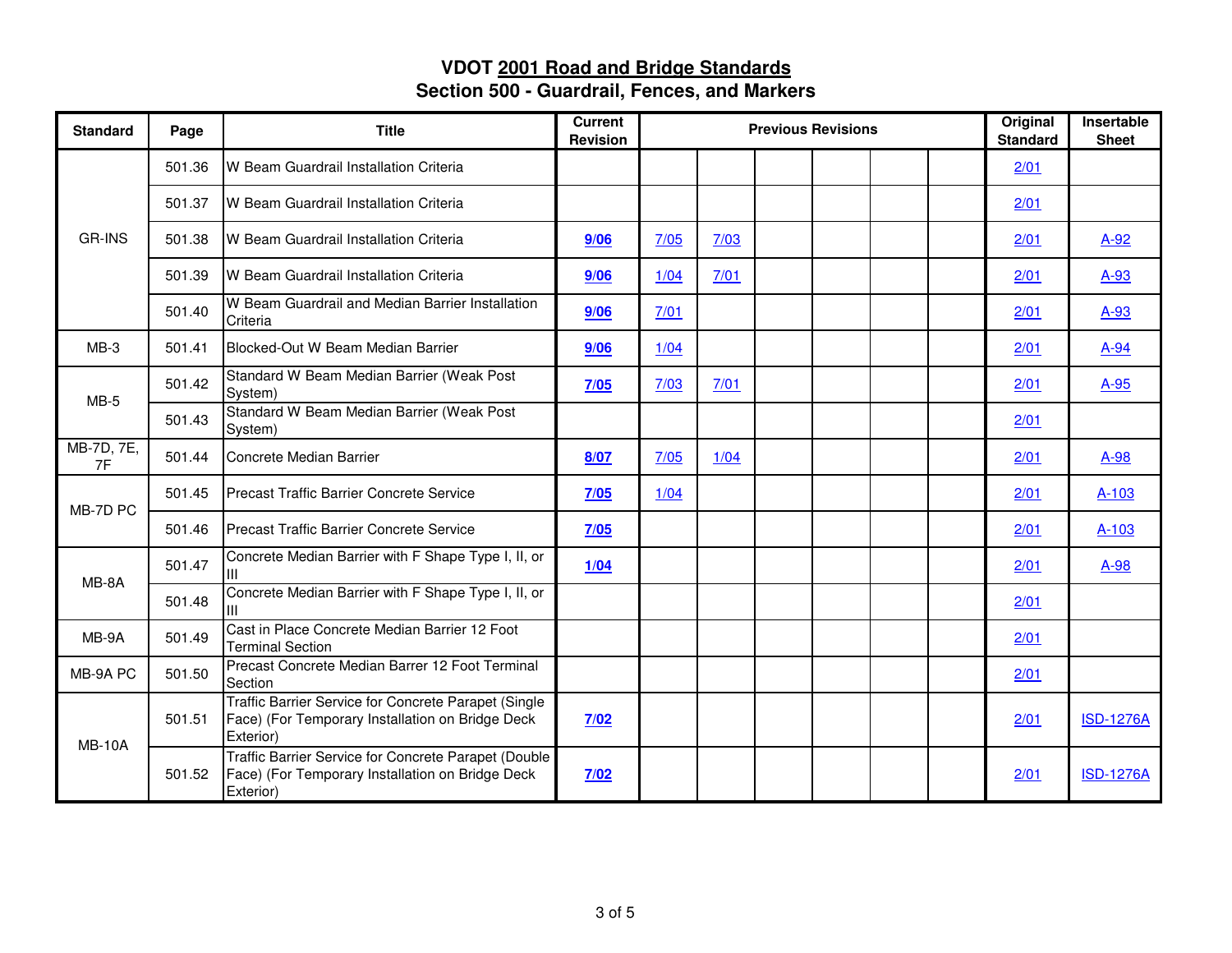# VDOT 2001 Road and Bridge Standards
## Section 500 - Guardrail, Fences, and Markers

| Standard | Page | Title | Current Revision | Previous Revisions | | | | | | Original Standard | Insertable Sheet |
|---|---|---|---|---|---|---|---|---|---|---|---|
| GR-INS | 501.36 | W Beam Guardrail Installation Criteria | | | | | | | | 2/01 | |
| | 501.37 | W Beam Guardrail Installation Criteria | | | | | | | | 2/01 | |
| | 501.38 | W Beam Guardrail Installation Criteria | 9/06 | 7/05 | 7/03 | | | | | 2/01 | A-92 |
| | 501.39 | W Beam Guardrail Installation Criteria | 9/06 | 1/04 | 7/01 | | | | | 2/01 | A-93 |
| | 501.40 | W Beam Guardrail and Median Barrier Installation Criteria | 9/06 | 7/01 | | | | | | 2/01 | A-93 |
| MB-3 | 501.41 | Blocked-Out W Beam Median Barrier | 9/06 | 1/04 | | | | | | 2/01 | A-94 |
| MB-5 | 501.42 | Standard W Beam Median Barrier (Weak Post System) | 7/05 | 7/03 | 7/01 | | | | | 2/01 | A-95 |
| | 501.43 | Standard W Beam Median Barrier (Weak Post System) | | | | | | | | 2/01 | |
| MB-7D, 7E, 7F | 501.44 | Concrete Median Barrier | 8/07 | 7/05 | 1/04 | | | | | 2/01 | A-98 |
| MB-7D PC | 501.45 | Precast Traffic Barrier Concrete Service | 7/05 | 1/04 | | | | | | 2/01 | A-103 |
| | 501.46 | Precast Traffic Barrier Concrete Service | 7/05 | | | | | | | 2/01 | A-103 |
| MB-8A | 501.47 | Concrete Median Barrier with F Shape Type I, II, or III | 1/04 | | | | | | | 2/01 | A-98 |
| | 501.48 | Concrete Median Barrier with F Shape Type I, II, or III | | | | | | | | 2/01 | |
| MB-9A | 501.49 | Cast in Place Concrete Median Barrier 12 Foot Terminal Section | | | | | | | | 2/01 | |
| MB-9A PC | 501.50 | Precast Concrete Median Barrer 12 Foot Terminal Section | | | | | | | | 2/01 | |
| MB-10A | 501.51 | Traffic Barrier Service for Concrete Parapet (Single Face) (For Temporary Installation on Bridge Deck Exterior) | 7/02 | | | | | | | 2/01 | ISD-1276A |
| | 501.52 | Traffic Barrier Service for Concrete Parapet (Double Face) (For Temporary Installation on Bridge Deck Exterior) | 7/02 | | | | | | | 2/01 | ISD-1276A |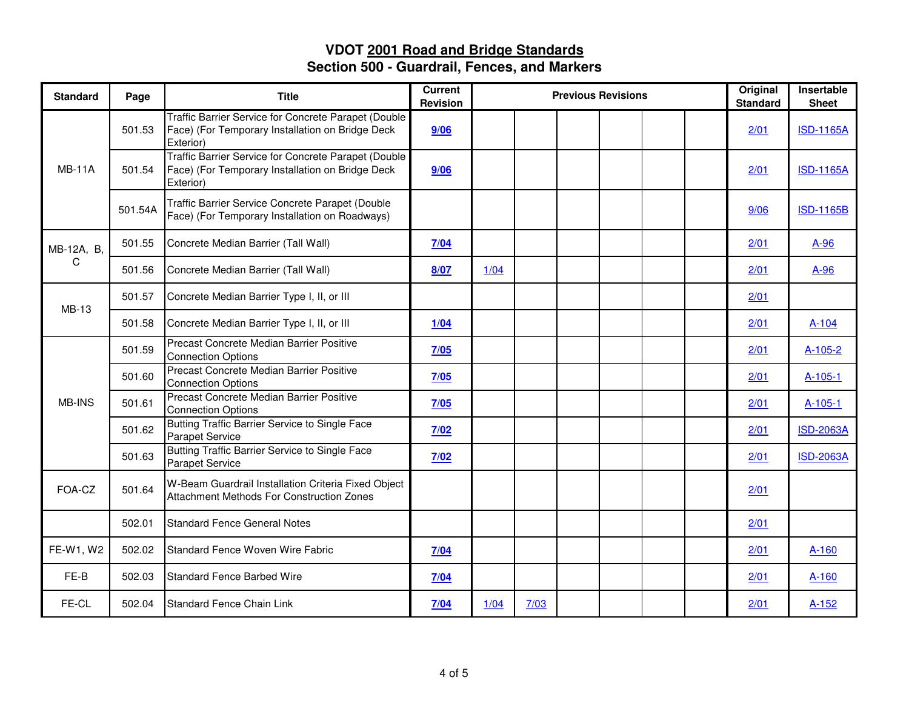# VDOT 2001 Road and Bridge Standards
## Section 500 - Guardrail, Fences, and Markers

| Standard | Page | Title | Current Revision | Previous Revisions | | | | | | Original Standard | Insertable Sheet |
|---|---|---|---|---|---|---|---|---|---|---|---|
| MB-11A | 501.53 | Traffic Barrier Service for Concrete Parapet (Double Face) (For Temporary Installation on Bridge Deck Exterior) | **9/06** | | | | | | | 2/01 | ISD-1165A |
| | 501.54 | Traffic Barrier Service for Concrete Parapet (Double Face) (For Temporary Installation on Bridge Deck Exterior) | **9/06** | | | | | | | 2/01 | ISD-1165A |
| | 501.54A | Traffic Barrier Service Concrete Parapet (Double Face) (For Temporary Installation on Roadways) | | | | | | | | 9/06 | ISD-1165B |
| MB-12A, B, C | 501.55 | Concrete Median Barrier (Tall Wall) | **7/04** | | | | | | | 2/01 | A-96 |
| | 501.56 | Concrete Median Barrier (Tall Wall) | **8/07** | 1/04 | | | | | | 2/01 | A-96 |
| MB-13 | 501.57 | Concrete Median Barrier Type I, II, or III | | | | | | | | 2/01 | |
| | 501.58 | Concrete Median Barrier Type I, II, or III | **1/04** | | | | | | | 2/01 | A-104 |
| MB-INS | 501.59 | Precast Concrete Median Barrier Positive Connection Options | **7/05** | | | | | | | 2/01 | A-105-2 |
| | 501.60 | Precast Concrete Median Barrier Positive Connection Options | **7/05** | | | | | | | 2/01 | A-105-1 |
| | 501.61 | Precast Concrete Median Barrier Positive Connection Options | **7/05** | | | | | | | 2/01 | A-105-1 |
| | 501.62 | Butting Traffic Barrier Service to Single Face Parapet Service | **7/02** | | | | | | | 2/01 | ISD-2063A |
| | 501.63 | Butting Traffic Barrier Service to Single Face Parapet Service | **7/02** | | | | | | | 2/01 | ISD-2063A |
| FOA-CZ | 501.64 | W-Beam Guardrail Installation Criteria Fixed Object Attachment Methods For Construction Zones | | | | | | | | 2/01 | |
| | 502.01 | Standard Fence General Notes | | | | | | | | 2/01 | |
| FE-W1, W2 | 502.02 | Standard Fence Woven Wire Fabric | **7/04** | | | | | | | 2/01 | A-160 |
| FE-B | 502.03 | Standard Fence Barbed Wire | **7/04** | | | | | | | 2/01 | A-160 |
| FE-CL | 502.04 | Standard Fence Chain Link | **7/04** | 1/04 | 7/03 | | | | | 2/01 | A-152 |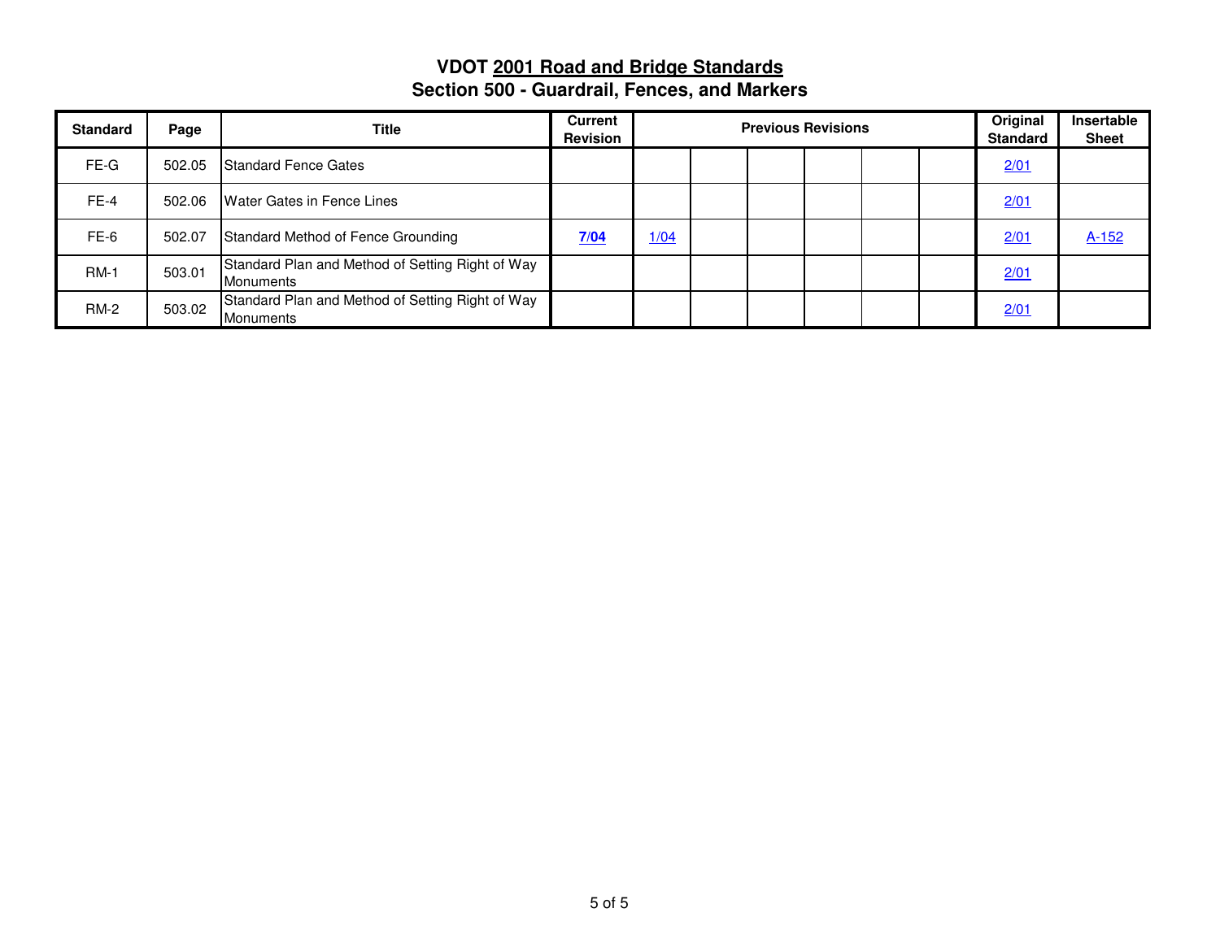# VDOT 2001 Road and Bridge Standards
## Section 500 - Guardrail, Fences, and Markers

| Standard | Page | Title | Current Revision | Previous Revisions | | | | | | Original Standard | Insertable Sheet |
|---|---|---|---|---|---|---|---|---|---|---|---|
| FE-G | 502.05 | Standard Fence Gates | | | | | | | | 2/01 | |
| FE-4 | 502.06 | Water Gates in Fence Lines | | | | | | | | 2/01 | |
| FE-6 | 502.07 | Standard Method of Fence Grounding | **7/04** | 1/04 | | | | | | 2/01 | A-152 |
| RM-1 | 503.01 | Standard Plan and Method of Setting Right of Way Monuments | | | | | | | | 2/01 | |
| RM-2 | 503.02 | Standard Plan and Method of Setting Right of Way Monuments | | | | | | | | 2/01 | |